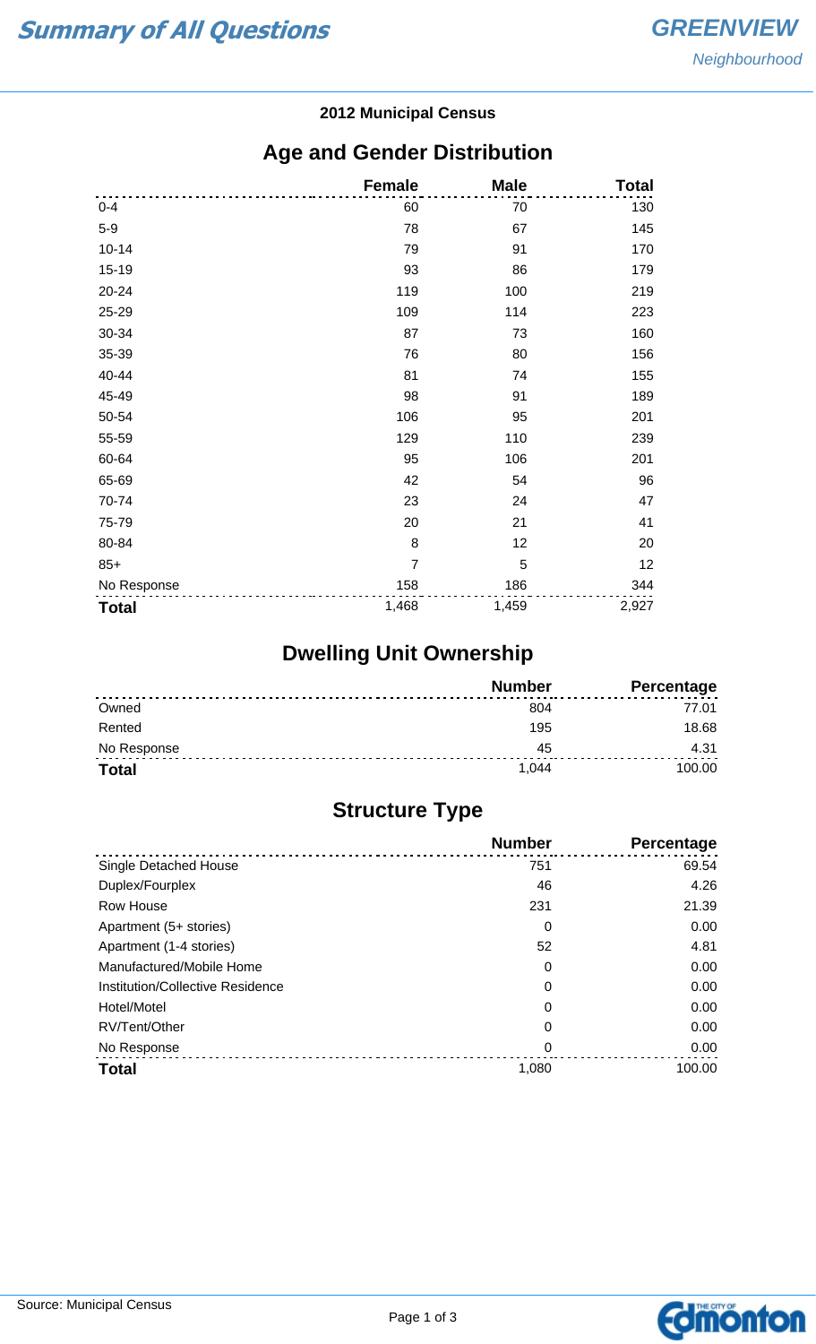# Summary of All Questions

## GREENVIEW

*Neighbourhood*

**2012 Municipal Census**

## Age and Gender Distribution

| | Female | Male | Total |
|---|---|---|---|
| 0-4 | 60 | 70 | 130 |
| 5-9 | 78 | 67 | 145 |
| 10-14 | 79 | 91 | 170 |
| 15-19 | 93 | 86 | 179 |
| 20-24 | 119 | 100 | 219 |
| 25-29 | 109 | 114 | 223 |
| 30-34 | 87 | 73 | 160 |
| 35-39 | 76 | 80 | 156 |
| 40-44 | 81 | 74 | 155 |
| 45-49 | 98 | 91 | 189 |
| 50-54 | 106 | 95 | 201 |
| 55-59 | 129 | 110 | 239 |
| 60-64 | 95 | 106 | 201 |
| 65-69 | 42 | 54 | 96 |
| 70-74 | 23 | 24 | 47 |
| 75-79 | 20 | 21 | 41 |
| 80-84 | 8 | 12 | 20 |
| 85+ | 7 | 5 | 12 |
| No Response | 158 | 186 | 344 |
| **Total** | 1,468 | 1,459 | 2,927 |

## Dwelling Unit Ownership

| | Number | Percentage |
|---|---|---|
| Owned | 804 | 77.01 |
| Rented | 195 | 18.68 |
| No Response | 45 | 4.31 |
| **Total** | 1,044 | 100.00 |

## Structure Type

| | Number | Percentage |
|---|---|---|
| Single Detached House | 751 | 69.54 |
| Duplex/Fourplex | 46 | 4.26 |
| Row House | 231 | 21.39 |
| Apartment (5+ stories) | 0 | 0.00 |
| Apartment (1-4 stories) | 52 | 4.81 |
| Manufactured/Mobile Home | 0 | 0.00 |
| Institution/Collective Residence | 0 | 0.00 |
| Hotel/Motel | 0 | 0.00 |
| RV/Tent/Other | 0 | 0.00 |
| No Response | 0 | 0.00 |
| **Total** | 1,080 | 100.00 |

Source: Municipal Census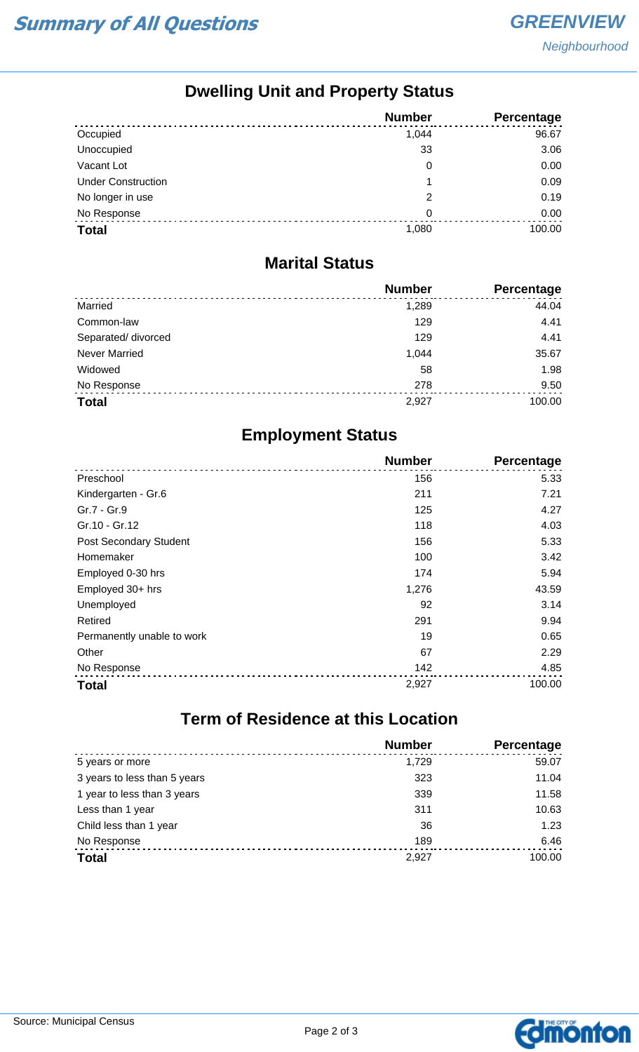# Summary of All Questions

## Dwelling Unit and Property Status

| | Number | Percentage |
|---|---|---|
| Occupied | 1,044 | 96.67 |
| Unoccupied | 33 | 3.06 |
| Vacant Lot | 0 | 0.00 |
| Under Construction | 1 | 0.09 |
| No longer in use | 2 | 0.19 |
| No Response | 0 | 0.00 |
| **Total** | 1,080 | 100.00 |

## Marital Status

| | Number | Percentage |
|---|---|---|
| Married | 1,289 | 44.04 |
| Common-law | 129 | 4.41 |
| Separated/ divorced | 129 | 4.41 |
| Never Married | 1,044 | 35.67 |
| Widowed | 58 | 1.98 |
| No Response | 278 | 9.50 |
| **Total** | 2,927 | 100.00 |

## Employment Status

| | Number | Percentage |
|---|---|---|
| Preschool | 156 | 5.33 |
| Kindergarten - Gr.6 | 211 | 7.21 |
| Gr.7 - Gr.9 | 125 | 4.27 |
| Gr.10 - Gr.12 | 118 | 4.03 |
| Post Secondary Student | 156 | 5.33 |
| Homemaker | 100 | 3.42 |
| Employed 0-30 hrs | 174 | 5.94 |
| Employed 30+ hrs | 1,276 | 43.59 |
| Unemployed | 92 | 3.14 |
| Retired | 291 | 9.94 |
| Permanently unable to work | 19 | 0.65 |
| Other | 67 | 2.29 |
| No Response | 142 | 4.85 |
| **Total** | 2,927 | 100.00 |

## Term of Residence at this Location

| | Number | Percentage |
|---|---|---|
| 5 years or more | 1,729 | 59.07 |
| 3 years to less than 5 years | 323 | 11.04 |
| 1 year to less than 3 years | 339 | 11.58 |
| Less than 1 year | 311 | 10.63 |
| Child less than 1 year | 36 | 1.23 |
| No Response | 189 | 6.46 |
| **Total** | 2,927 | 100.00 |

Source: Municipal Census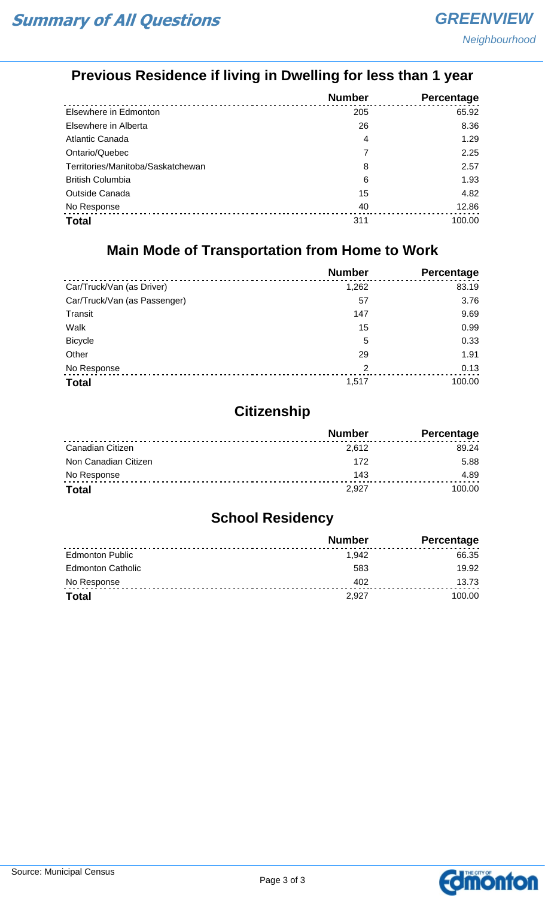# Summary of All Questions

**GREENVIEW** *Neighbourhood*

## Previous Residence if living in Dwelling for less than 1 year

| | Number | Percentage |
|---|---|---|
| Elsewhere in Edmonton | 205 | 65.92 |
| Elsewhere in Alberta | 26 | 8.36 |
| Atlantic Canada | 4 | 1.29 |
| Ontario/Quebec | 7 | 2.25 |
| Territories/Manitoba/Saskatchewan | 8 | 2.57 |
| British Columbia | 6 | 1.93 |
| Outside Canada | 15 | 4.82 |
| No Response | 40 | 12.86 |
| **Total** | 311 | 100.00 |

## Main Mode of Transportation from Home to Work

| | Number | Percentage |
|---|---|---|
| Car/Truck/Van (as Driver) | 1,262 | 83.19 |
| Car/Truck/Van (as Passenger) | 57 | 3.76 |
| Transit | 147 | 9.69 |
| Walk | 15 | 0.99 |
| Bicycle | 5 | 0.33 |
| Other | 29 | 1.91 |
| No Response | 2 | 0.13 |
| **Total** | 1,517 | 100.00 |

## Citizenship

| | Number | Percentage |
|---|---|---|
| Canadian Citizen | 2,612 | 89.24 |
| Non Canadian Citizen | 172 | 5.88 |
| No Response | 143 | 4.89 |
| **Total** | 2,927 | 100.00 |

## School Residency

| | Number | Percentage |
|---|---|---|
| Edmonton Public | 1,942 | 66.35 |
| Edmonton Catholic | 583 | 19.92 |
| No Response | 402 | 13.73 |
| **Total** | 2,927 | 100.00 |

Source: Municipal Census